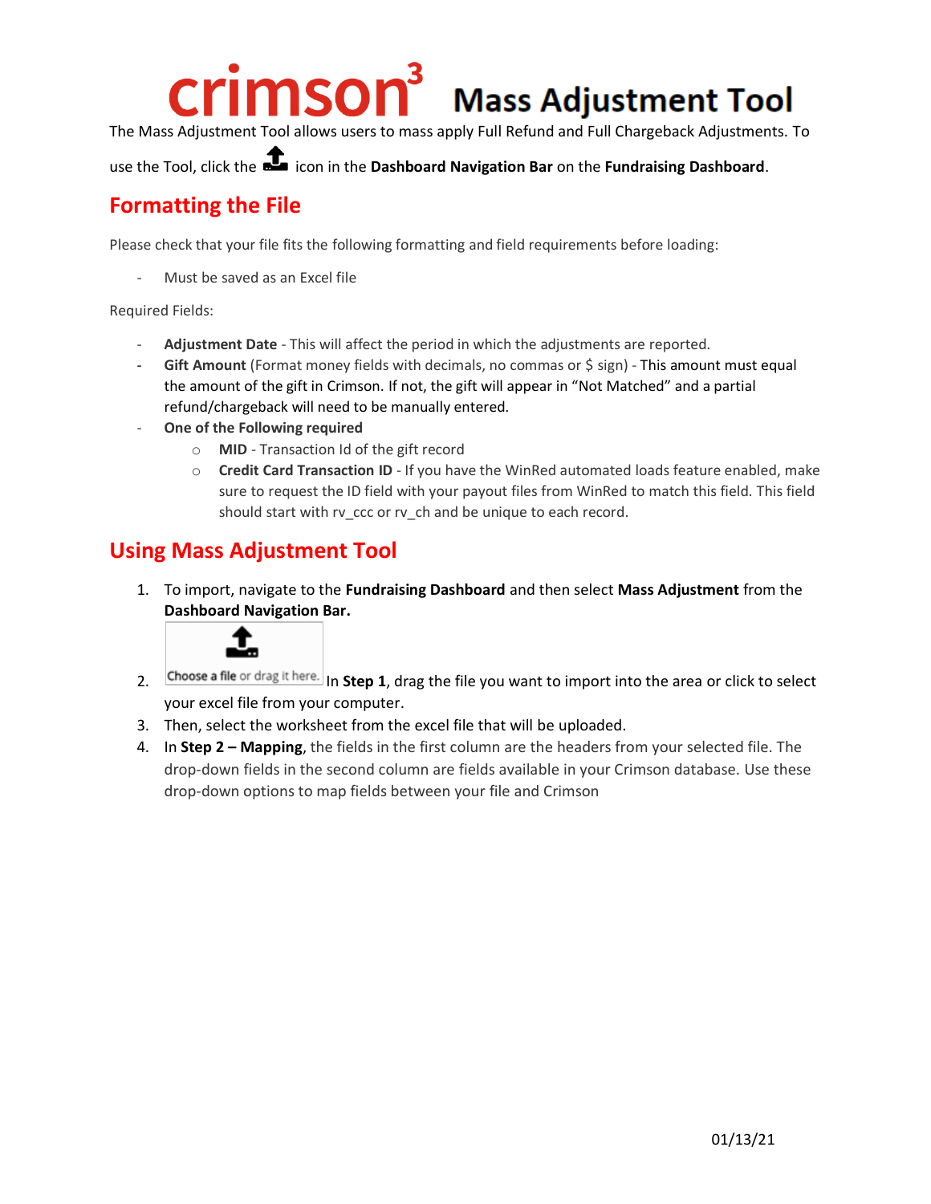# crimson³ Mass Adjustment Tool

The Mass Adjustment Tool allows users to mass apply Full Refund and Full Chargeback Adjustments. To use the Tool, click the icon in the **Dashboard Navigation Bar** on the **Fundraising Dashboard**.

## Formatting the File

Please check that your file fits the following formatting and field requirements before loading:

- Must be saved as an Excel file

Required Fields:

- **Adjustment Date** - This will affect the period in which the adjustments are reported.
- **Gift Amount** (Format money fields with decimals, no commas or $ sign) - This amount must equal the amount of the gift in Crimson. If not, the gift will appear in "Not Matched" and a partial refund/chargeback will need to be manually entered.
- **One of the Following required**
  - **MID** - Transaction Id of the gift record
  - **Credit Card Transaction ID** - If you have the WinRed automated loads feature enabled, make sure to request the ID field with your payout files from WinRed to match this field. This field should start with rv_ccc or rv_ch and be unique to each record.

## Using Mass Adjustment Tool

1. To import, navigate to the **Fundraising Dashboard** and then select **Mass Adjustment** from the **Dashboard Navigation Bar.**
2. Choose a file or drag it here. In **Step 1**, drag the file you want to import into the area or click to select your excel file from your computer.
3. Then, select the worksheet from the excel file that will be uploaded.
4. In **Step 2 – Mapping**, the fields in the first column are the headers from your selected file. The drop-down fields in the second column are fields available in your Crimson database. Use these drop-down options to map fields between your file and Crimson

01/13/21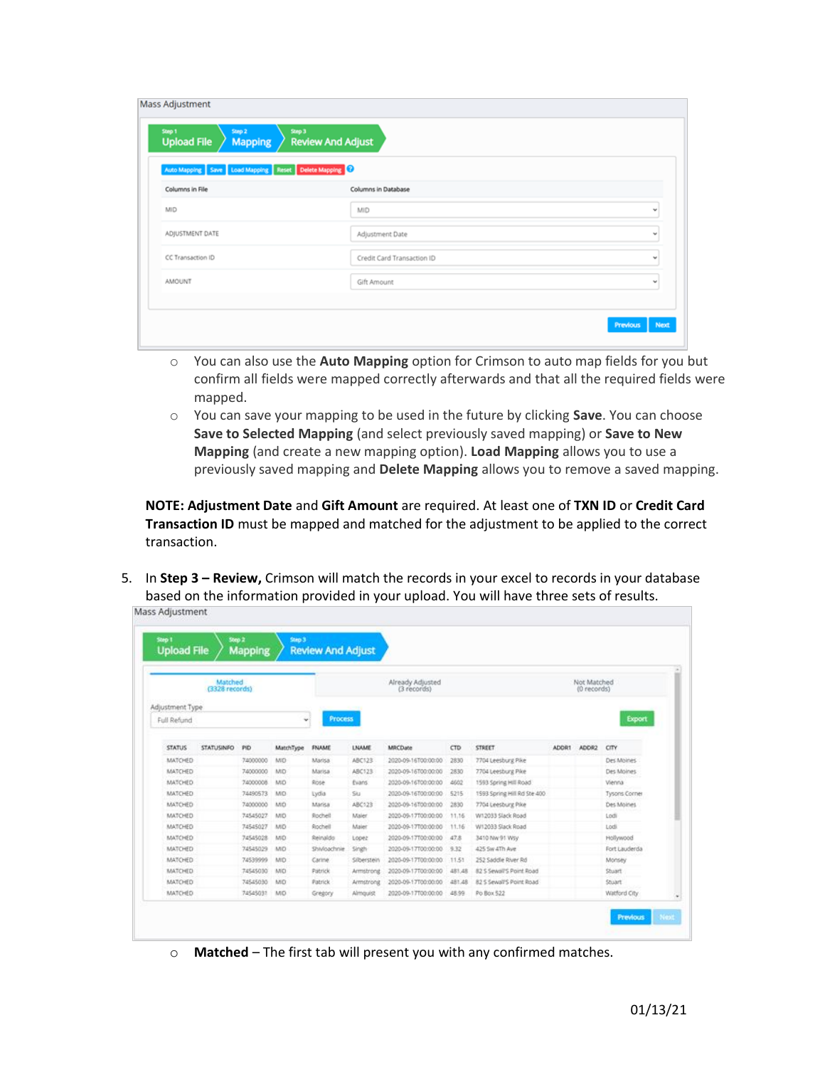- You can also use the **Auto Mapping** option for Crimson to auto map fields for you but confirm all fields were mapped correctly afterwards and that all the required fields were mapped.
- You can save your mapping to be used in the future by clicking **Save**. You can choose **Save to Selected Mapping** (and select previously saved mapping) or **Save to New Mapping** (and create a new mapping option). **Load Mapping** allows you to use a previously saved mapping and **Delete Mapping** allows you to remove a saved mapping.

**NOTE: Adjustment Date** and **Gift Amount** are required. At least one of **TXN ID** or **Credit Card Transaction ID** must be mapped and matched for the adjustment to be applied to the correct transaction.

5. In **Step 3 – Review,** Crimson will match the records in your excel to records in your database based on the information provided in your upload. You will have three sets of results.

   - **Matched** – The first tab will present you with any confirmed matches.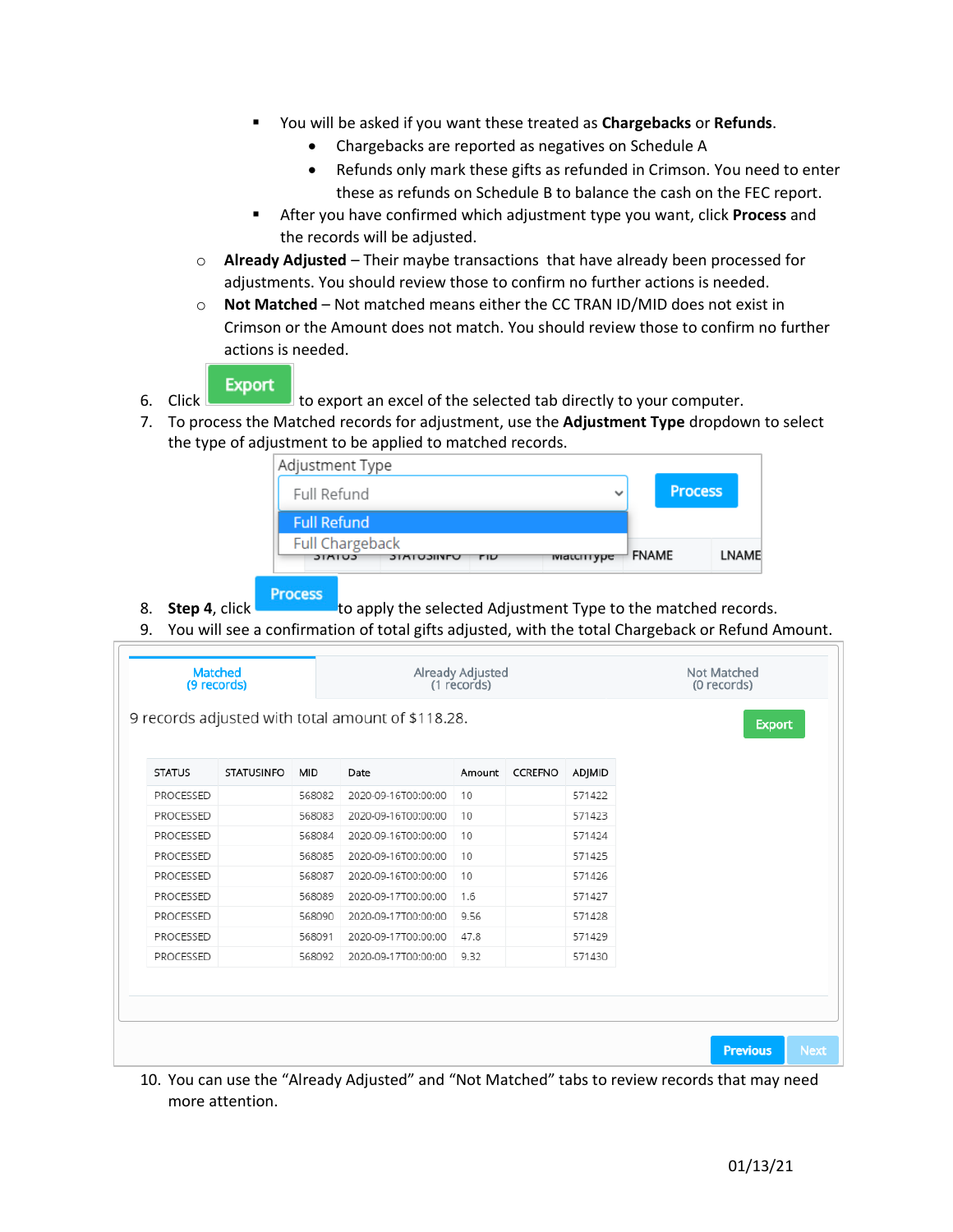- You will be asked if you want these treated as **Chargebacks** or **Refunds**.
    - Chargebacks are reported as negatives on Schedule A
    - Refunds only mark these gifts as refunded in Crimson. You need to enter these as refunds on Schedule B to balance the cash on the FEC report.
  - After you have confirmed which adjustment type you want, click **Process** and the records will be adjusted.
- **Already Adjusted** – Their maybe transactions that have already been processed for adjustments. You should review those to confirm no further actions is needed.
- **Not Matched** – Not matched means either the CC TRAN ID/MID does not exist in Crimson or the Amount does not match. You should review those to confirm no further actions is needed.

6. Click **Export** to export an excel of the selected tab directly to your computer.
7. To process the Matched records for adjustment, use the **Adjustment Type** dropdown to select the type of adjustment to be applied to matched records.

Adjustment Type

Full Refund

Process

Full Refund

Full Chargeback

STATUS STATUSINFO FID MatchType FNAME LNAME

8. **Step 4**, click **Process** to apply the selected Adjustment Type to the matched records.
9. You will see a confirmation of total gifts adjusted, with the total Chargeback or Refund Amount.

Matched (9 records) | Already Adjusted (1 records) | Not Matched (0 records)

9 records adjusted with total amount of $118.28.

Export

| STATUS | STATUSINFO | MID | Date | Amount | CCREFNO | ADJMID |
|---|---|---|---|---|---|---|
| PROCESSED | | 568082 | 2020-09-16T00:00:00 | 10 | | 571422 |
| PROCESSED | | 568083 | 2020-09-16T00:00:00 | 10 | | 571423 |
| PROCESSED | | 568084 | 2020-09-16T00:00:00 | 10 | | 571424 |
| PROCESSED | | 568085 | 2020-09-16T00:00:00 | 10 | | 571425 |
| PROCESSED | | 568087 | 2020-09-16T00:00:00 | 10 | | 571426 |
| PROCESSED | | 568089 | 2020-09-17T00:00:00 | 1.6 | | 571427 |
| PROCESSED | | 568090 | 2020-09-17T00:00:00 | 9.56 | | 571428 |
| PROCESSED | | 568091 | 2020-09-17T00:00:00 | 47.8 | | 571429 |
| PROCESSED | | 568092 | 2020-09-17T00:00:00 | 9.32 | | 571430 |

Previous Next

10. You can use the "Already Adjusted" and "Not Matched" tabs to review records that may need more attention.

01/13/21